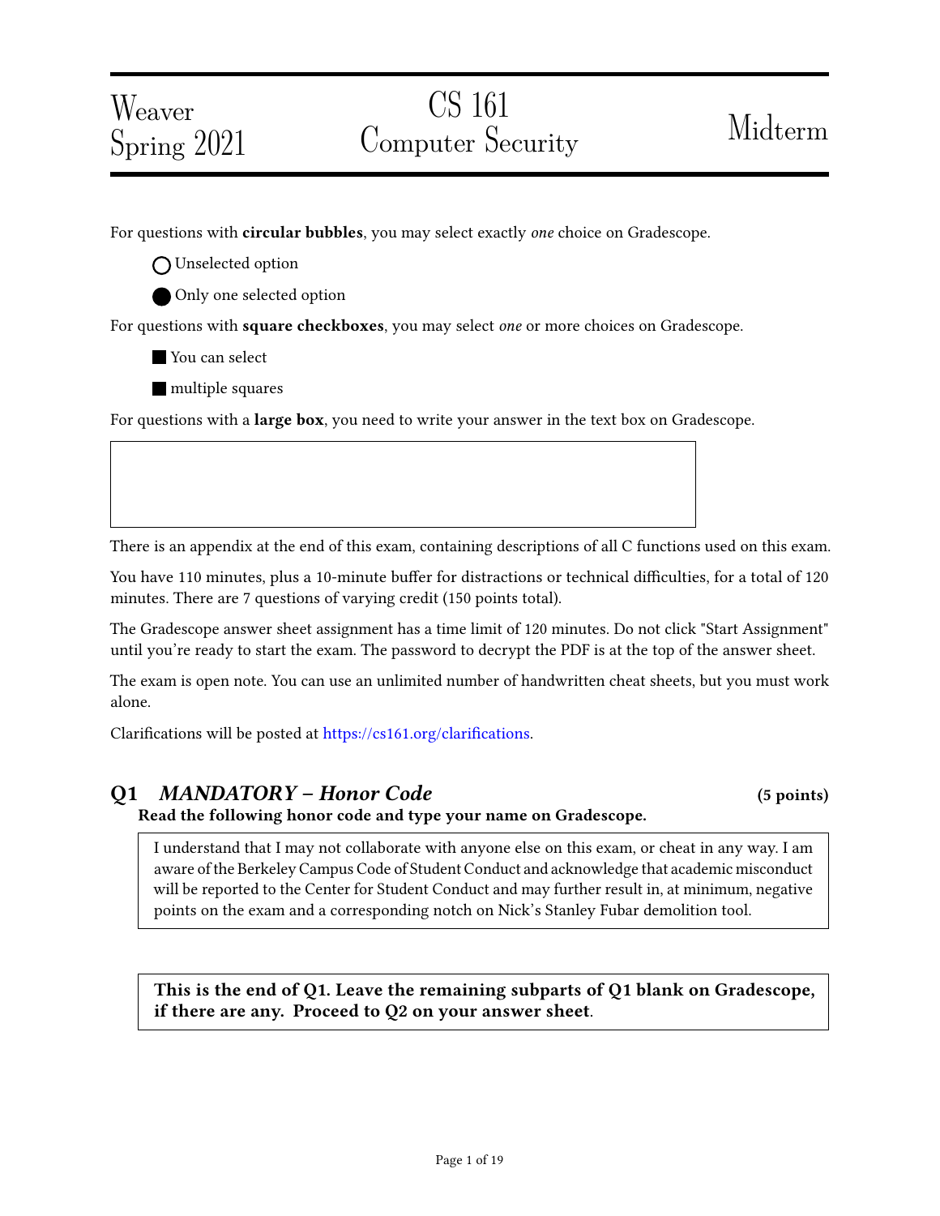Weaver
Spring 2021

# CS 161
# Computer Security

Midterm

For questions with **circular bubbles**, you may select exactly *one* choice on Gradescope.

◯ Unselected option

● Only one selected option

For questions with **square checkboxes**, you may select *one* or more choices on Gradescope.

■ You can select

■ multiple squares

For questions with a **large box**, you need to write your answer in the text box on Gradescope.

There is an appendix at the end of this exam, containing descriptions of all C functions used on this exam.

You have 110 minutes, plus a 10-minute buffer for distractions or technical difficulties, for a total of 120 minutes. There are 7 questions of varying credit (150 points total).

The Gradescope answer sheet assignment has a time limit of 120 minutes. Do not click "Start Assignment" until you're ready to start the exam. The password to decrypt the PDF is at the top of the answer sheet.

The exam is open note. You can use an unlimited number of handwritten cheat sheets, but you must work alone.

Clarifications will be posted at https://cs161.org/clarifications.

## Q1 *MANDATORY – Honor Code* (5 points)

**Read the following honor code and type your name on Gradescope.**

I understand that I may not collaborate with anyone else on this exam, or cheat in any way. I am aware of the Berkeley Campus Code of Student Conduct and acknowledge that academic misconduct will be reported to the Center for Student Conduct and may further result in, at minimum, negative points on the exam and a corresponding notch on Nick's Stanley Fubar demolition tool.

**This is the end of Q1. Leave the remaining subparts of Q1 blank on Gradescope, if there are any. Proceed to Q2 on your answer sheet.**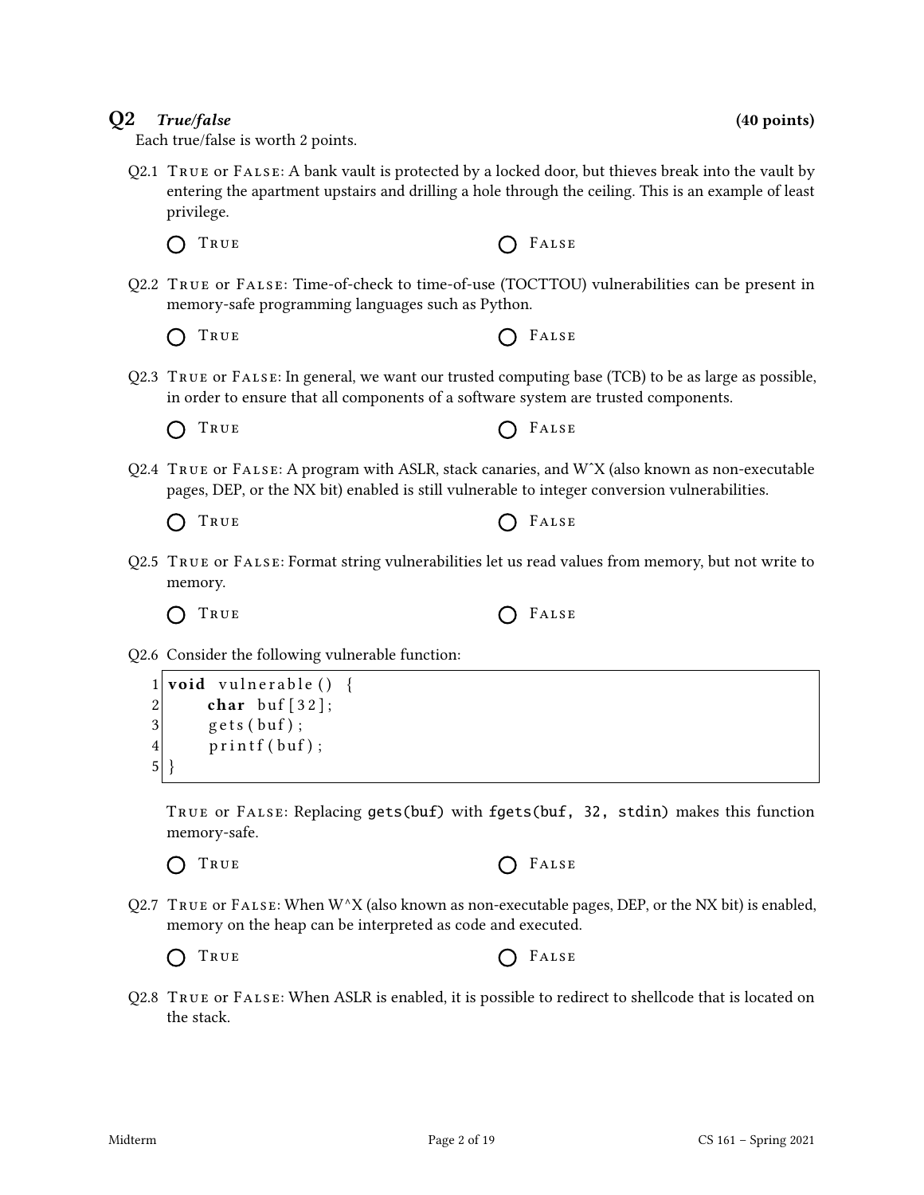## Q2 *True/false* (40 points)

Each true/false is worth 2 points.

Q2.1 True or False: A bank vault is protected by a locked door, but thieves break into the vault by entering the apartment upstairs and drilling a hole through the ceiling. This is an example of least privilege.

◯ True ◯ False

Q2.2 True or False: Time-of-check to time-of-use (TOCTTOU) vulnerabilities can be present in memory-safe programming languages such as Python.

◯ True ◯ False

Q2.3 True or False: In general, we want our trusted computing base (TCB) to be as large as possible, in order to ensure that all components of a software system are trusted components.

◯ True ◯ False

Q2.4 True or False: A program with ASLR, stack canaries, and WˆX (also known as non-executable pages, DEP, or the NX bit) enabled is still vulnerable to integer conversion vulnerabilities.

◯ True ◯ False

Q2.5 True or False: Format string vulnerabilities let us read values from memory, but not write to memory.

◯ True ◯ False

Q2.6 Consider the following vulnerable function:

```
1 void vulnerable() {
2     char buf[32];
3     gets(buf);
4     printf(buf);
5 }
```

True or False: Replacing `gets(buf)` with `fgets(buf, 32, stdin)` makes this function memory-safe.

◯ True ◯ False

Q2.7 True or False: When W^X (also known as non-executable pages, DEP, or the NX bit) is enabled, memory on the heap can be interpreted as code and executed.

◯ True ◯ False

Q2.8 True or False: When ASLR is enabled, it is possible to redirect to shellcode that is located on the stack.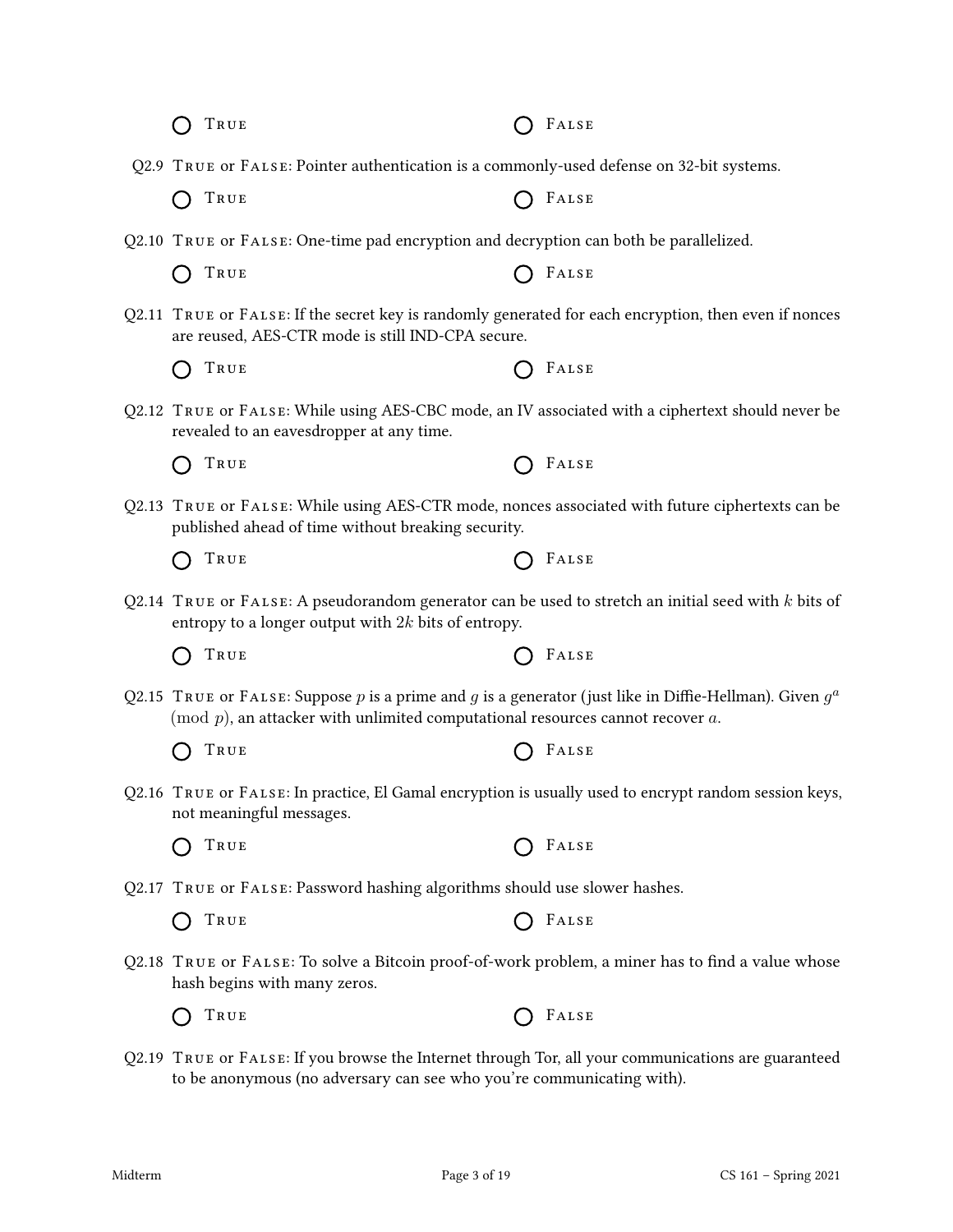◯ True ◯ False

Q2.9 True or False: Pointer authentication is a commonly-used defense on 32-bit systems.

◯ True ◯ False

Q2.10 True or False: One-time pad encryption and decryption can both be parallelized.

◯ True ◯ False

Q2.11 True or False: If the secret key is randomly generated for each encryption, then even if nonces are reused, AES-CTR mode is still IND-CPA secure.

◯ True ◯ False

Q2.12 True or False: While using AES-CBC mode, an IV associated with a ciphertext should never be revealed to an eavesdropper at any time.

◯ True ◯ False

Q2.13 True or False: While using AES-CTR mode, nonces associated with future ciphertexts can be published ahead of time without breaking security.

◯ True ◯ False

Q2.14 True or False: A pseudorandom generator can be used to stretch an initial seed with $k$ bits of entropy to a longer output with $2k$ bits of entropy.

◯ True ◯ False

Q2.15 True or False: Suppose $p$ is a prime and $g$ is a generator (just like in Diffie-Hellman). Given $g^a \pmod p$, an attacker with unlimited computational resources cannot recover $a$.

◯ True ◯ False

Q2.16 True or False: In practice, El Gamal encryption is usually used to encrypt random session keys, not meaningful messages.

◯ True ◯ False

Q2.17 True or False: Password hashing algorithms should use slower hashes.

◯ True ◯ False

Q2.18 True or False: To solve a Bitcoin proof-of-work problem, a miner has to find a value whose hash begins with many zeros.

◯ True ◯ False

Q2.19 True or False: If you browse the Internet through Tor, all your communications are guaranteed to be anonymous (no adversary can see who you're communicating with).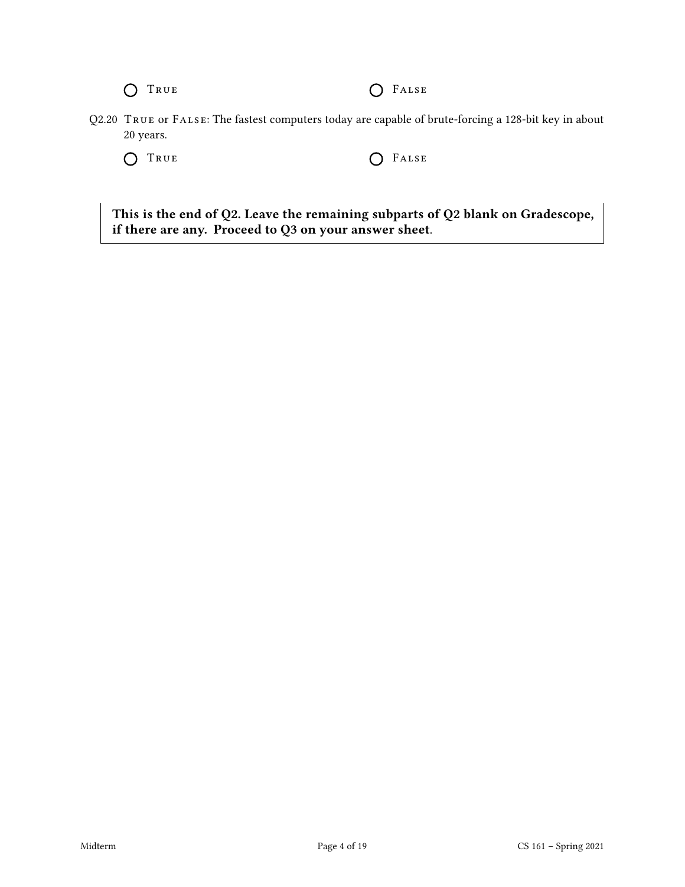◯ True ◯ False

Q2.20 True or False: The fastest computers today are capable of brute-forcing a 128-bit key in about 20 years.

◯ True ◯ False

**This is the end of Q2. Leave the remaining subparts of Q2 blank on Gradescope, if there are any. Proceed to Q3 on your answer sheet**.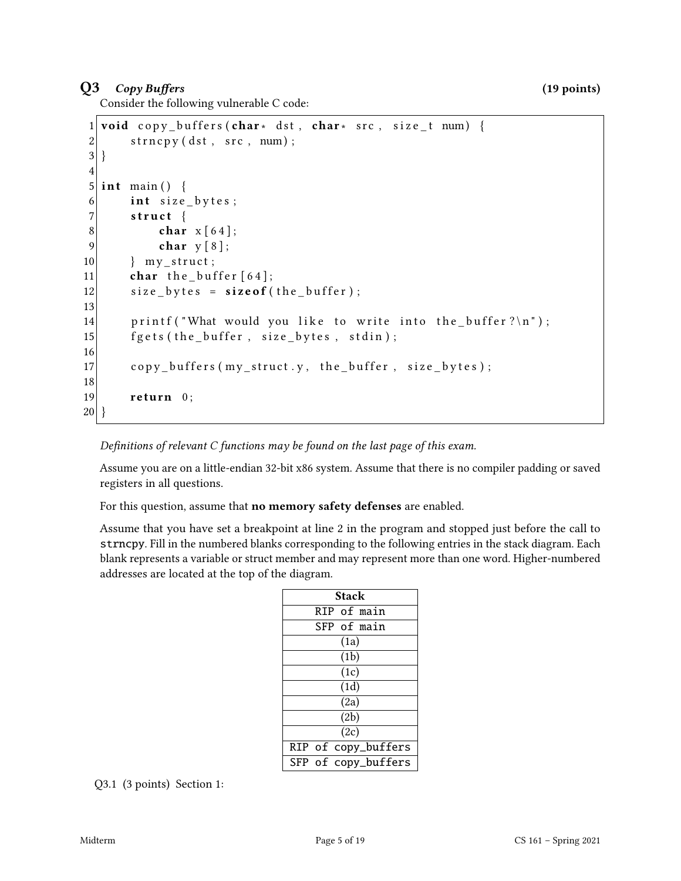## Q3 *Copy Buffers* (19 points)

Consider the following vulnerable C code:

```
1  void copy_buffers(char* dst, char* src, size_t num) {
2      strncpy(dst, src, num);
3  }
4
5  int main() {
6      int size_bytes;
7      struct {
8          char x[64];
9          char y[8];
10     } my_struct;
11     char the_buffer[64];
12     size_bytes = sizeof(the_buffer);
13
14     printf("What would you like to write into the_buffer?\n");
15     fgets(the_buffer, size_bytes, stdin);
16
17     copy_buffers(my_struct.y, the_buffer, size_bytes);
18
19     return 0;
20 }
```

*Definitions of relevant C functions may be found on the last page of this exam.*

Assume you are on a little-endian 32-bit x86 system. Assume that there is no compiler padding or saved registers in all questions.

For this question, assume that **no memory safety defenses** are enabled.

Assume that you have set a breakpoint at line 2 in the program and stopped just before the call to `strncpy`. Fill in the numbered blanks corresponding to the following entries in the stack diagram. Each blank represents a variable or struct member and may represent more than one word. Higher-numbered addresses are located at the top of the diagram.

| Stack |
|---|
| `RIP of main` |
| `SFP of main` |
| (1a) |
| (1b) |
| (1c) |
| (1d) |
| (2a) |
| (2b) |
| (2c) |
| `RIP of copy_buffers` |
| `SFP of copy_buffers` |

Q3.1 (3 points) Section 1: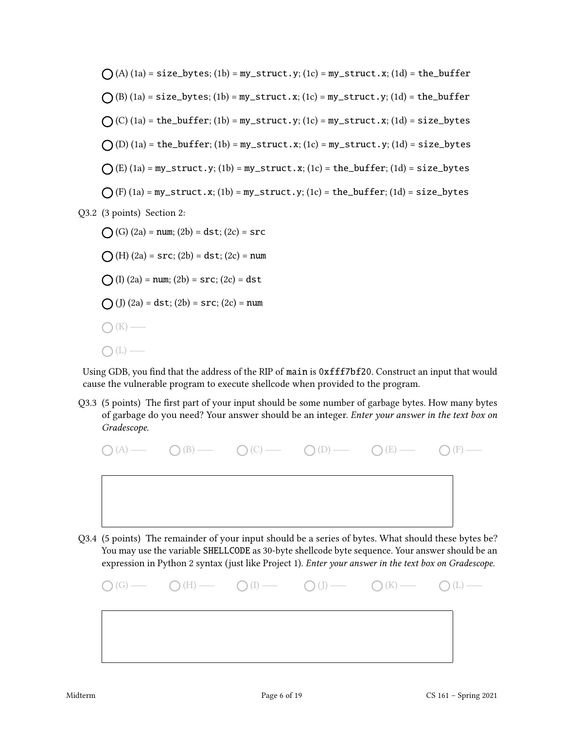◯ (A) (1a) = size_bytes; (1b) = my_struct.y; (1c) = my_struct.x; (1d) = the_buffer

◯ (B) (1a) = size_bytes; (1b) = my_struct.x; (1c) = my_struct.y; (1d) = the_buffer

◯ (C) (1a) = the_buffer; (1b) = my_struct.y; (1c) = my_struct.x; (1d) = size_bytes

◯ (D) (1a) = the_buffer; (1b) = my_struct.x; (1c) = my_struct.y; (1d) = size_bytes

◯ (E) (1a) = my_struct.y; (1b) = my_struct.x; (1c) = the_buffer; (1d) = size_bytes

◯ (F) (1a) = my_struct.x; (1b) = my_struct.y; (1c) = the_buffer; (1d) = size_bytes

Q3.2 (3 points) Section 2:

◯ (G) (2a) = num; (2b) = dst; (2c) = src

◯ (H) (2a) = src; (2b) = dst; (2c) = num

◯ (I) (2a) = num; (2b) = src; (2c) = dst

◯ (J) (2a) = dst; (2b) = src; (2c) = num

◯ (K) ——

◯ (L) ——

Using GDB, you find that the address of the RIP of main is 0xfff7bf20. Construct an input that would cause the vulnerable program to execute shellcode when provided to the program.

Q3.3 (5 points) The first part of your input should be some number of garbage bytes. How many bytes of garbage do you need? Your answer should be an integer. *Enter your answer in the text box on Gradescope.*

◯ (A) —— ◯ (B) —— ◯ (C) —— ◯ (D) —— ◯ (E) —— ◯ (F) ——

Q3.4 (5 points) The remainder of your input should be a series of bytes. What should these bytes be? You may use the variable SHELLCODE as 30-byte shellcode byte sequence. Your answer should be an expression in Python 2 syntax (just like Project 1). *Enter your answer in the text box on Gradescope.*

◯ (G) —— ◯ (H) —— ◯ (I) —— ◯ (J) —— ◯ (K) —— ◯ (L) ——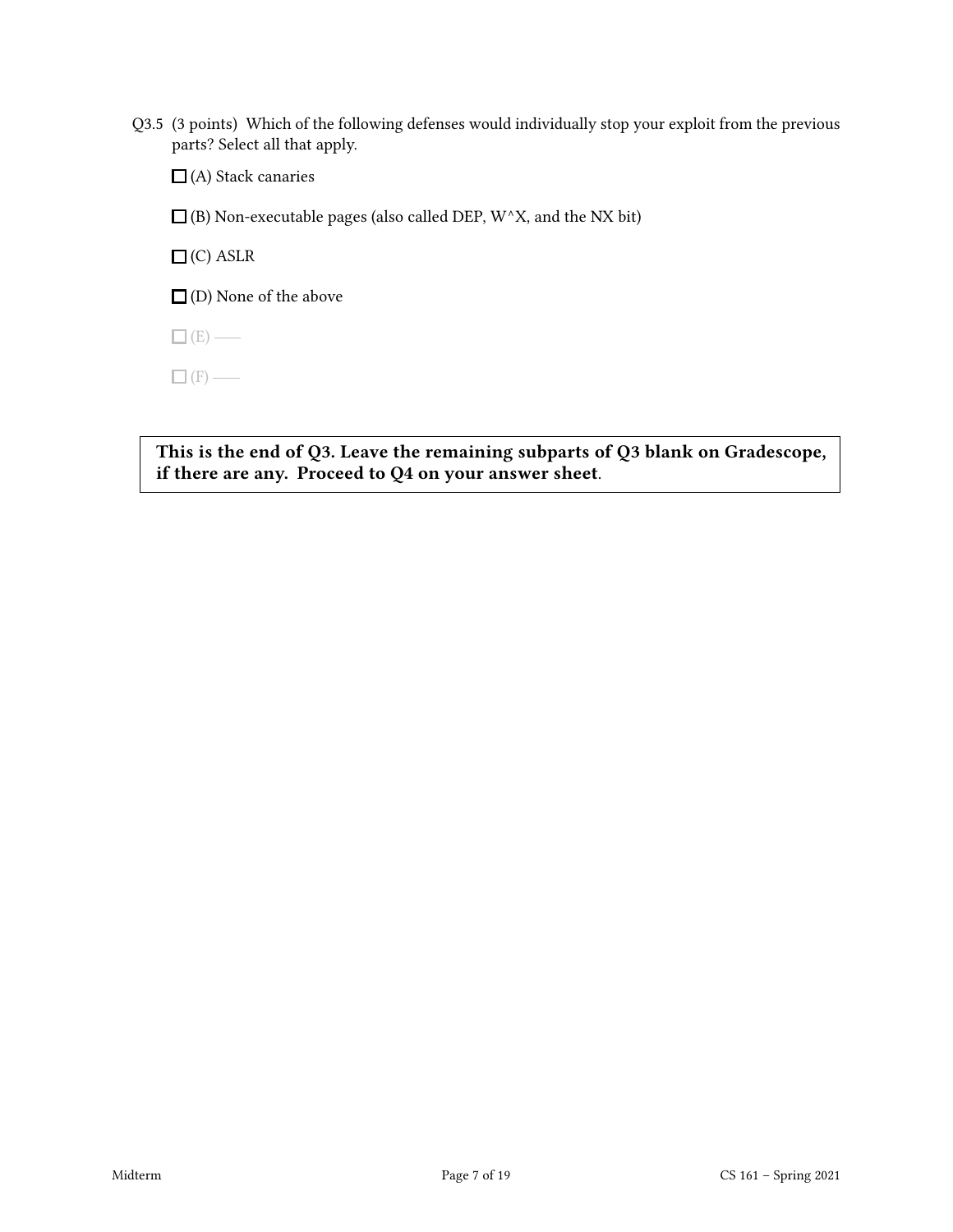Q3.5 (3 points) Which of the following defenses would individually stop your exploit from the previous parts? Select all that apply.

☐ (A) Stack canaries

☐ (B) Non-executable pages (also called DEP, W^X, and the NX bit)

☐ (C) ASLR

☐ (D) None of the above

☐ (E) ——

☐ (F) ——

**This is the end of Q3. Leave the remaining subparts of Q3 blank on Gradescope, if there are any. Proceed to Q4 on your answer sheet**.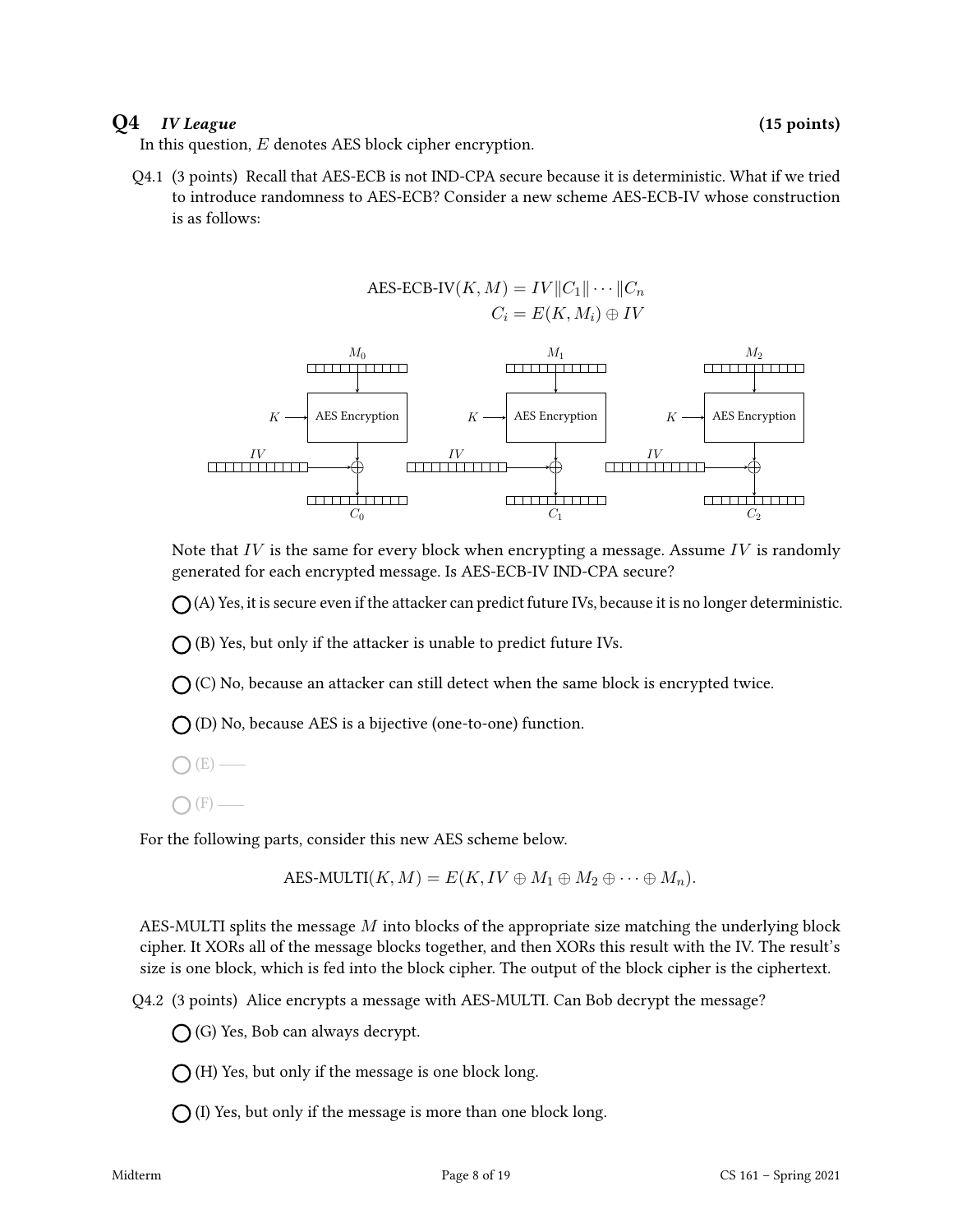## Q4 *IV League* (15 points)

In this question, $E$ denotes AES block cipher encryption.

Q4.1 (3 points) Recall that AES-ECB is not IND-CPA secure because it is deterministic. What if we tried to introduce randomness to AES-ECB? Consider a new scheme AES-ECB-IV whose construction is as follows:

$$\text{AES-ECB-IV}(K, M) = IV \| C_1 \| \cdots \| C_n$$
$$C_i = E(K, M_i) \oplus IV$$

Note that $IV$ is the same for every block when encrypting a message. Assume $IV$ is randomly generated for each encrypted message. Is AES-ECB-IV IND-CPA secure?

◯ (A) Yes, it is secure even if the attacker can predict future IVs, because it is no longer deterministic.

◯ (B) Yes, but only if the attacker is unable to predict future IVs.

◯ (C) No, because an attacker can still detect when the same block is encrypted twice.

◯ (D) No, because AES is a bijective (one-to-one) function.

◯ (E) ——

◯ (F) ——

For the following parts, consider this new AES scheme below.

$$\text{AES-MULTI}(K, M) = E(K, IV \oplus M_1 \oplus M_2 \oplus \cdots \oplus M_n).$$

AES-MULTI splits the message $M$ into blocks of the appropriate size matching the underlying block cipher. It XORs all of the message blocks together, and then XORs this result with the IV. The result's size is one block, which is fed into the block cipher. The output of the block cipher is the ciphertext.

Q4.2 (3 points) Alice encrypts a message with AES-MULTI. Can Bob decrypt the message?

◯ (G) Yes, Bob can always decrypt.

◯ (H) Yes, but only if the message is one block long.

◯ (I) Yes, but only if the message is more than one block long.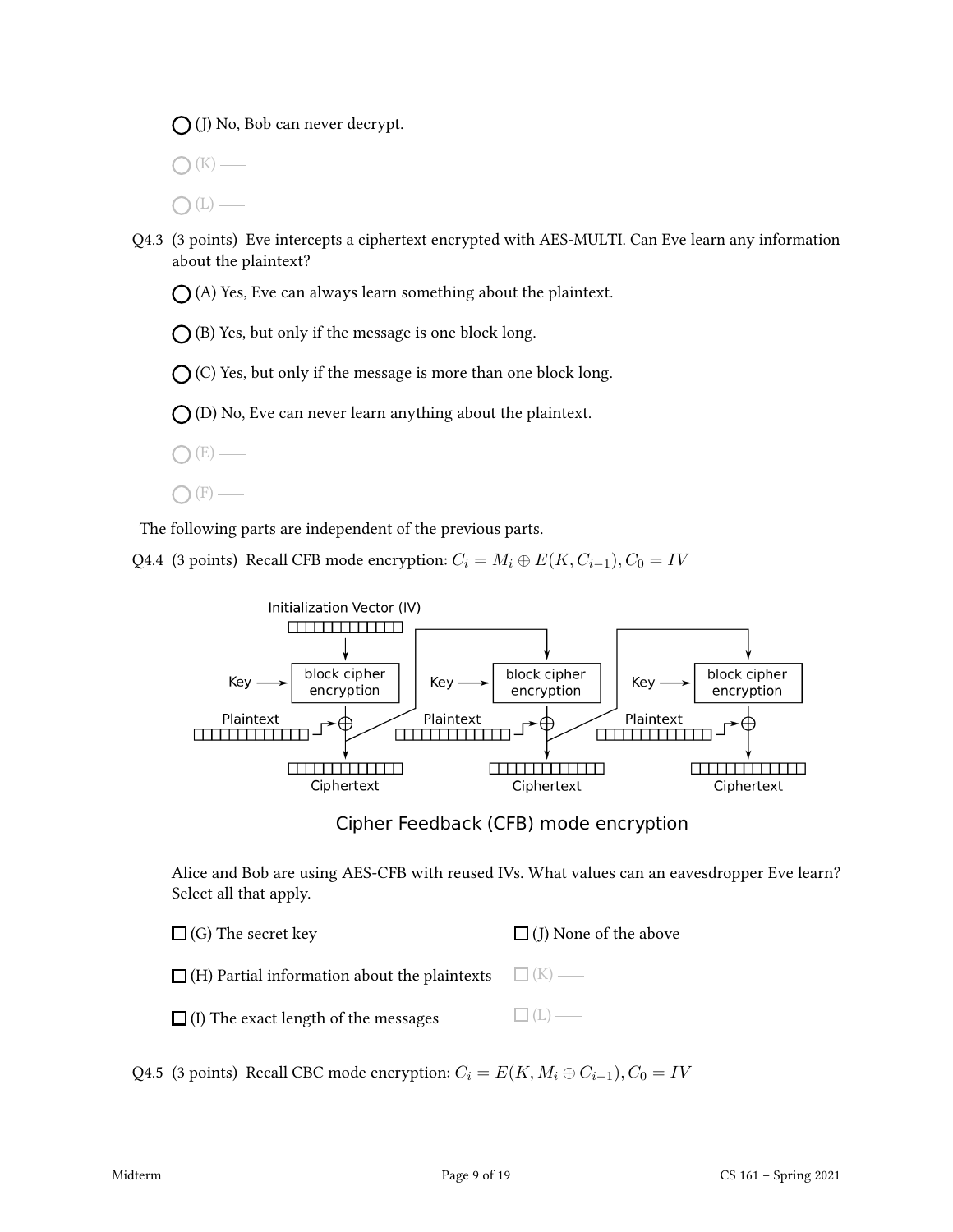◯ (J) No, Bob can never decrypt.

◯ (K) ——

◯ (L) ——

Q4.3 (3 points) Eve intercepts a ciphertext encrypted with AES-MULTI. Can Eve learn any information about the plaintext?

◯ (A) Yes, Eve can always learn something about the plaintext.

◯ (B) Yes, but only if the message is one block long.

◯ (C) Yes, but only if the message is more than one block long.

◯ (D) No, Eve can never learn anything about the plaintext.

◯ (E) ——

◯ (F) ——

The following parts are independent of the previous parts.

Q4.4 (3 points) Recall CFB mode encryption: $C_i = M_i \oplus E(K, C_{i-1}), C_0 = IV$

Cipher Feedback (CFB) mode encryption

Alice and Bob are using AES-CFB with reused IVs. What values can an eavesdropper Eve learn? Select all that apply.

☐ (G) The secret key

☐ (H) Partial information about the plaintexts

☐ (I) The exact length of the messages

☐ (J) None of the above

☐ (K) ——

☐ (L) ——

Q4.5 (3 points) Recall CBC mode encryption: $C_i = E(K, M_i \oplus C_{i-1}), C_0 = IV$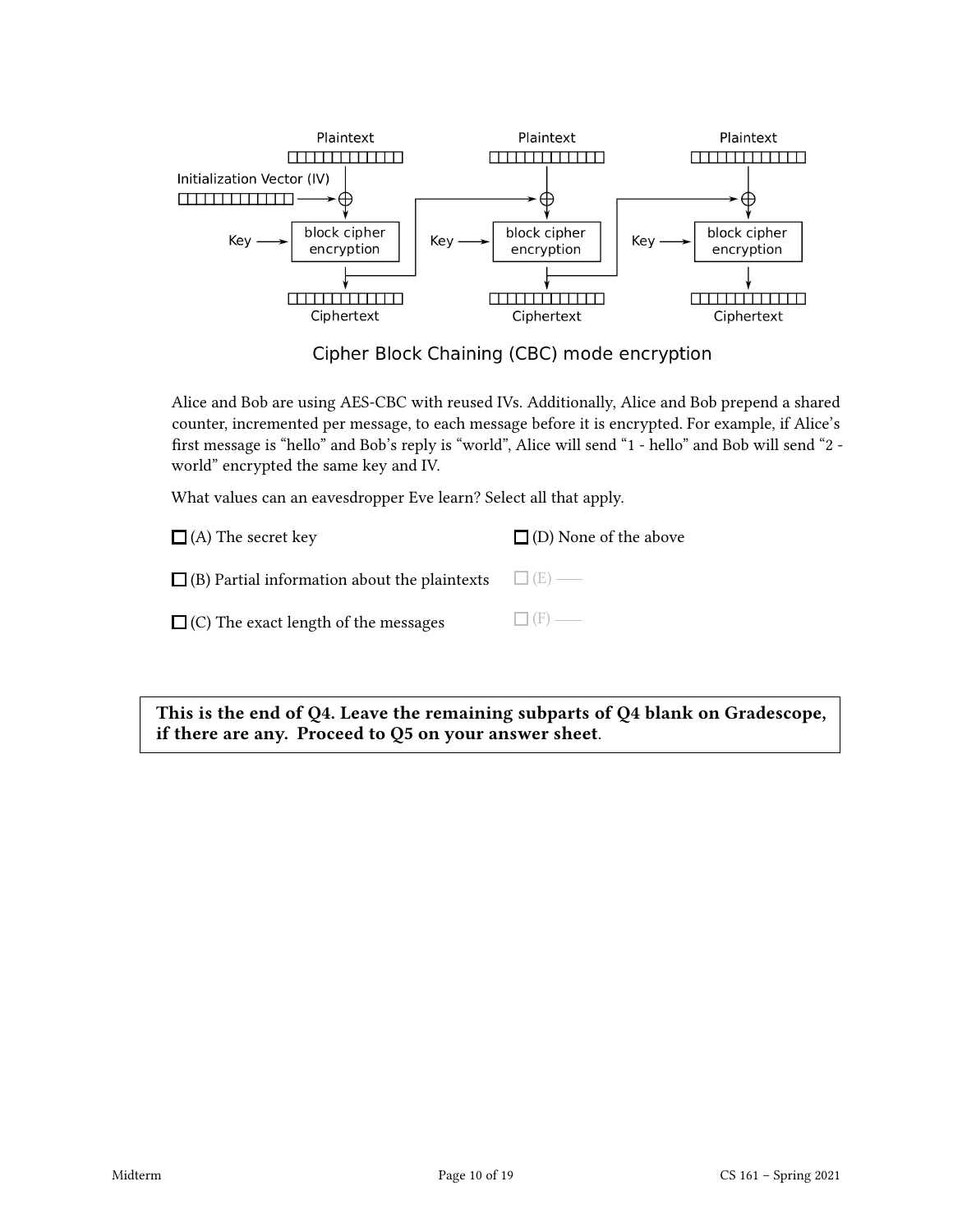Plaintext Plaintext Plaintext

Initialization Vector (IV)

Key → block cipher encryption

Ciphertext Ciphertext Ciphertext

Cipher Block Chaining (CBC) mode encryption

Alice and Bob are using AES-CBC with reused IVs. Additionally, Alice and Bob prepend a shared counter, incremented per message, to each message before it is encrypted. For example, if Alice's first message is "hello" and Bob's reply is "world", Alice will send "1 - hello" and Bob will send "2 - world" encrypted the same key and IV.

What values can an eavesdropper Eve learn? Select all that apply.

☐ (A) The secret key

☐ (B) Partial information about the plaintexts

☐ (C) The exact length of the messages

☐ (D) None of the above

☐ (E) ——

☐ (F) ——

**This is the end of Q4. Leave the remaining subparts of Q4 blank on Gradescope, if there are any. Proceed to Q5 on your answer sheet.**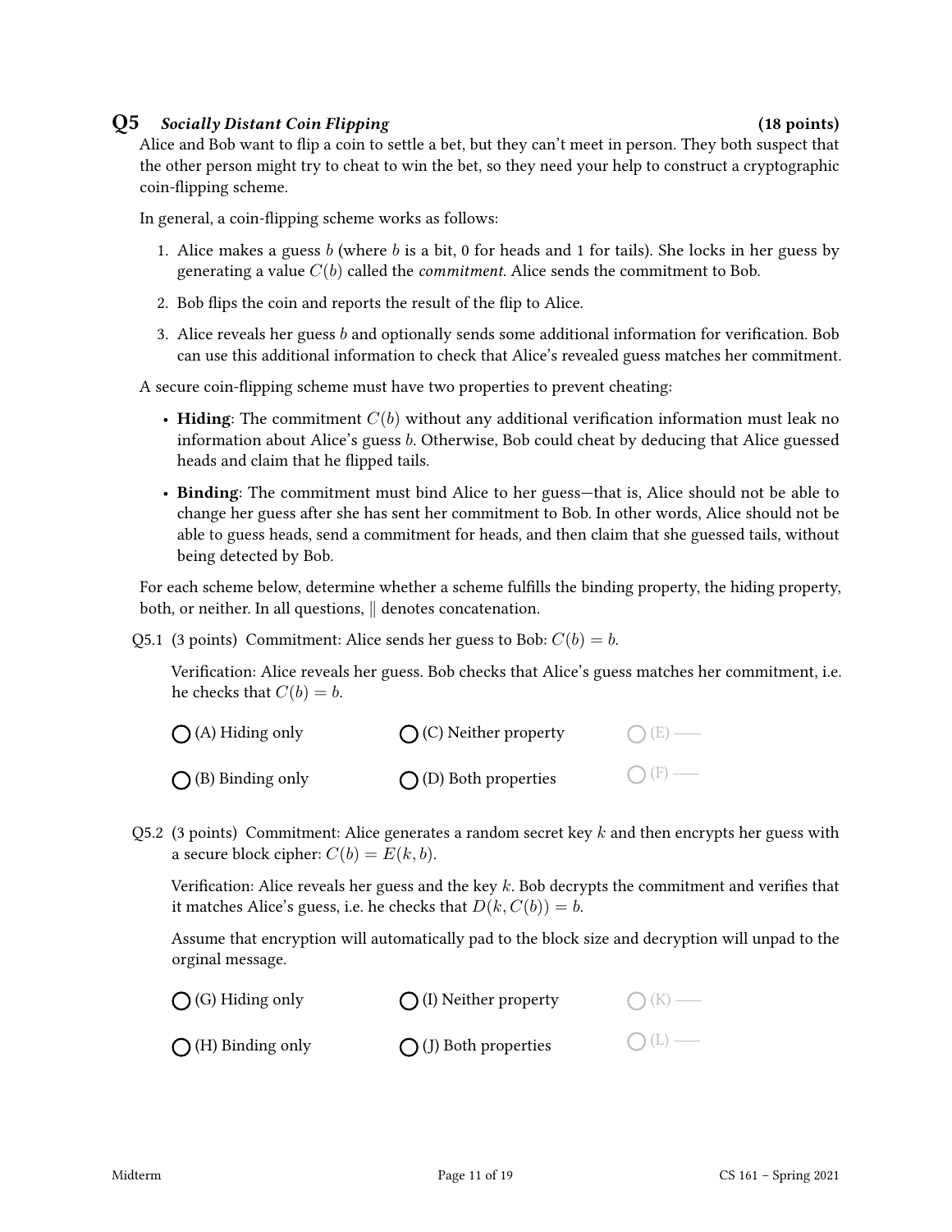## Q5 *Socially Distant Coin Flipping* (18 points)

Alice and Bob want to flip a coin to settle a bet, but they can't meet in person. They both suspect that the other person might try to cheat to win the bet, so they need your help to construct a cryptographic coin-flipping scheme.

In general, a coin-flipping scheme works as follows:

1. Alice makes a guess $b$ (where $b$ is a bit, 0 for heads and 1 for tails). She locks in her guess by generating a value $C(b)$ called the *commitment*. Alice sends the commitment to Bob.
2. Bob flips the coin and reports the result of the flip to Alice.
3. Alice reveals her guess $b$ and optionally sends some additional information for verification. Bob can use this additional information to check that Alice's revealed guess matches her commitment.

A secure coin-flipping scheme must have two properties to prevent cheating:

- **Hiding**: The commitment $C(b)$ without any additional verification information must leak no information about Alice's guess $b$. Otherwise, Bob could cheat by deducing that Alice guessed heads and claim that he flipped tails.
- **Binding**: The commitment must bind Alice to her guess—that is, Alice should not be able to change her guess after she has sent her commitment to Bob. In other words, Alice should not be able to guess heads, send a commitment for heads, and then claim that she guessed tails, without being detected by Bob.

For each scheme below, determine whether a scheme fulfills the binding property, the hiding property, both, or neither. In all questions, $\|$ denotes concatenation.

Q5.1 (3 points) Commitment: Alice sends her guess to Bob: $C(b) = b$.

Verification: Alice reveals her guess. Bob checks that Alice's guess matches her commitment, i.e. he checks that $C(b) = b$.

- ◯ (A) Hiding only
- ◯ (B) Binding only
- ◯ (C) Neither property
- ◯ (D) Both properties
- ◯ (E) ——
- ◯ (F) ——

Q5.2 (3 points) Commitment: Alice generates a random secret key $k$ and then encrypts her guess with a secure block cipher: $C(b) = E(k, b)$.

Verification: Alice reveals her guess and the key $k$. Bob decrypts the commitment and verifies that it matches Alice's guess, i.e. he checks that $D(k, C(b)) = b$.

Assume that encryption will automatically pad to the block size and decryption will unpad to the orginal message.

- ◯ (G) Hiding only
- ◯ (H) Binding only
- ◯ (I) Neither property
- ◯ (J) Both properties
- ◯ (K) ——
- ◯ (L) ——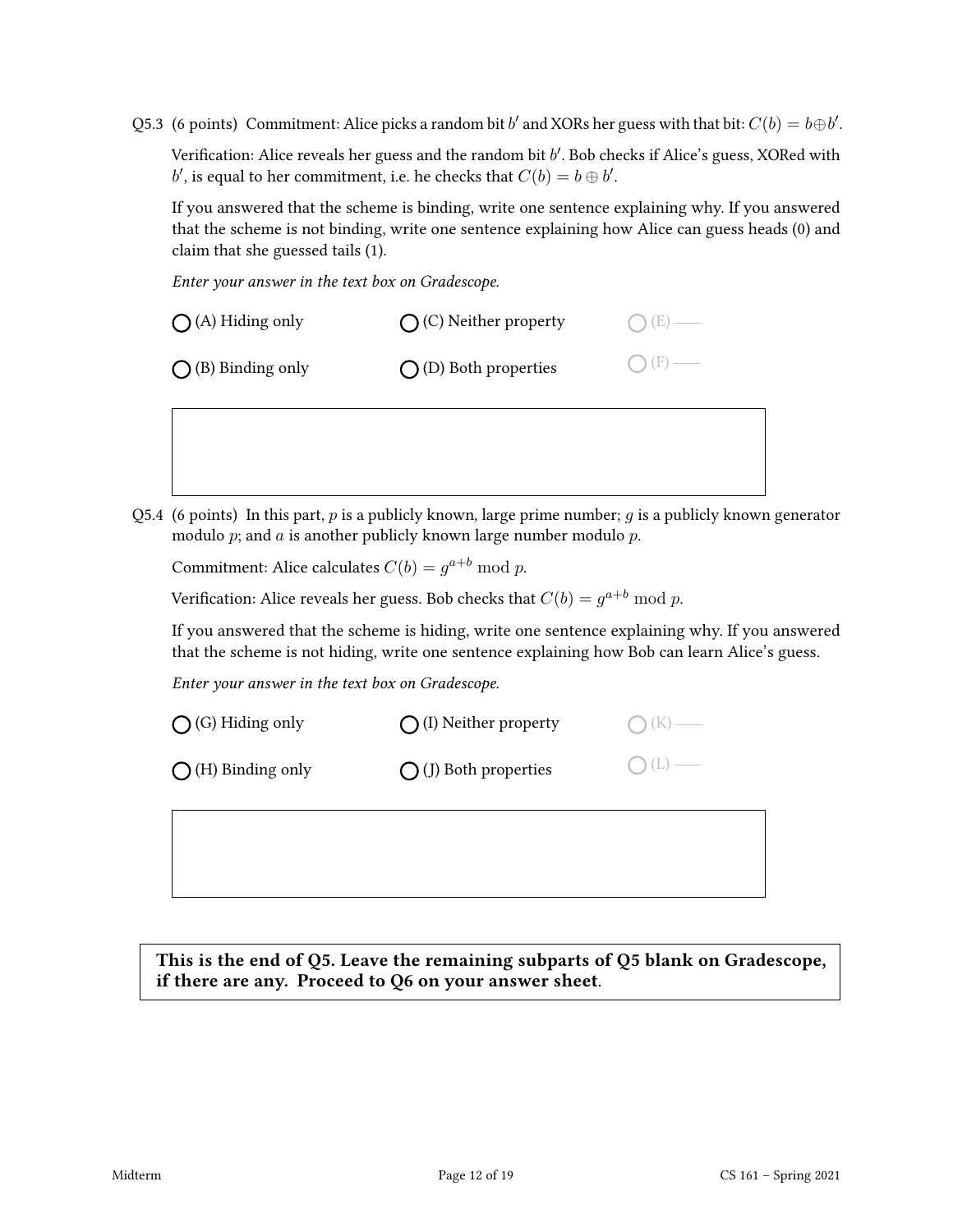Q5.3 (6 points) Commitment: Alice picks a random bit $b'$ and XORs her guess with that bit: $C(b) = b \oplus b'$.

Verification: Alice reveals her guess and the random bit $b'$. Bob checks if Alice's guess, XORed with $b'$, is equal to her commitment, i.e. he checks that $C(b) = b \oplus b'$.

If you answered that the scheme is binding, write one sentence explaining why. If you answered that the scheme is not binding, write one sentence explaining how Alice can guess heads (0) and claim that she guessed tails (1).

*Enter your answer in the text box on Gradescope.*

- ◯ (A) Hiding only
- ◯ (B) Binding only
- ◯ (C) Neither property
- ◯ (D) Both properties
- ◯ (E) ——
- ◯ (F) ——

Q5.4 (6 points) In this part, $p$ is a publicly known, large prime number; $g$ is a publicly known generator modulo $p$; and $a$ is another publicly known large number modulo $p$.

Commitment: Alice calculates $C(b) = g^{a+b} \bmod p$.

Verification: Alice reveals her guess. Bob checks that $C(b) = g^{a+b} \bmod p$.

If you answered that the scheme is hiding, write one sentence explaining why. If you answered that the scheme is not hiding, write one sentence explaining how Bob can learn Alice's guess.

*Enter your answer in the text box on Gradescope.*

- ◯ (G) Hiding only
- ◯ (H) Binding only
- ◯ (I) Neither property
- ◯ (J) Both properties
- ◯ (K) ——
- ◯ (L) ——

**This is the end of Q5. Leave the remaining subparts of Q5 blank on Gradescope, if there are any. Proceed to Q6 on your answer sheet**.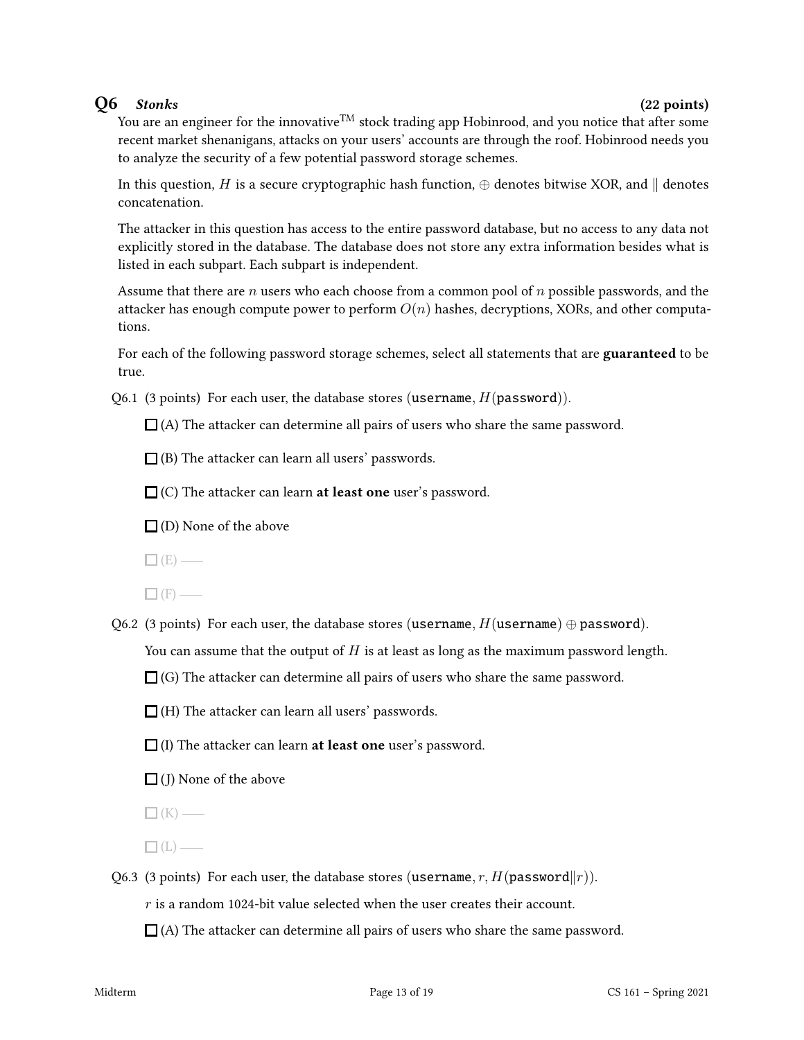## Q6 *Stonks* (22 points)

You are an engineer for the innovative™ stock trading app Hobinrood, and you notice that after some recent market shenanigans, attacks on your users' accounts are through the roof. Hobinrood needs you to analyze the security of a few potential password storage schemes.

In this question, $H$ is a secure cryptographic hash function, $\oplus$ denotes bitwise XOR, and $\|$ denotes concatenation.

The attacker in this question has access to the entire password database, but no access to any data not explicitly stored in the database. The database does not store any extra information besides what is listed in each subpart. Each subpart is independent.

Assume that there are $n$ users who each choose from a common pool of $n$ possible passwords, and the attacker has enough compute power to perform $O(n)$ hashes, decryptions, XORs, and other computations.

For each of the following password storage schemes, select all statements that are **guaranteed** to be true.

Q6.1 (3 points) For each user, the database stores (`username`, $H($`password`$)$).

- ☐ (A) The attacker can determine all pairs of users who share the same password.
- ☐ (B) The attacker can learn all users' passwords.
- ☐ (C) The attacker can learn **at least one** user's password.
- ☐ (D) None of the above
- ☐ (E) ——
- ☐ (F) ——

Q6.2 (3 points) For each user, the database stores (`username`, $H($`username`$) \oplus$ `password`).

You can assume that the output of $H$ is at least as long as the maximum password length.

- ☐ (G) The attacker can determine all pairs of users who share the same password.
- ☐ (H) The attacker can learn all users' passwords.
- ☐ (I) The attacker can learn **at least one** user's password.
- ☐ (J) None of the above
- ☐ (K) ——
- ☐ (L) ——

Q6.3 (3 points) For each user, the database stores (`username`, $r$, $H($`password`$\|r)$).

$r$ is a random 1024-bit value selected when the user creates their account.

- ☐ (A) The attacker can determine all pairs of users who share the same password.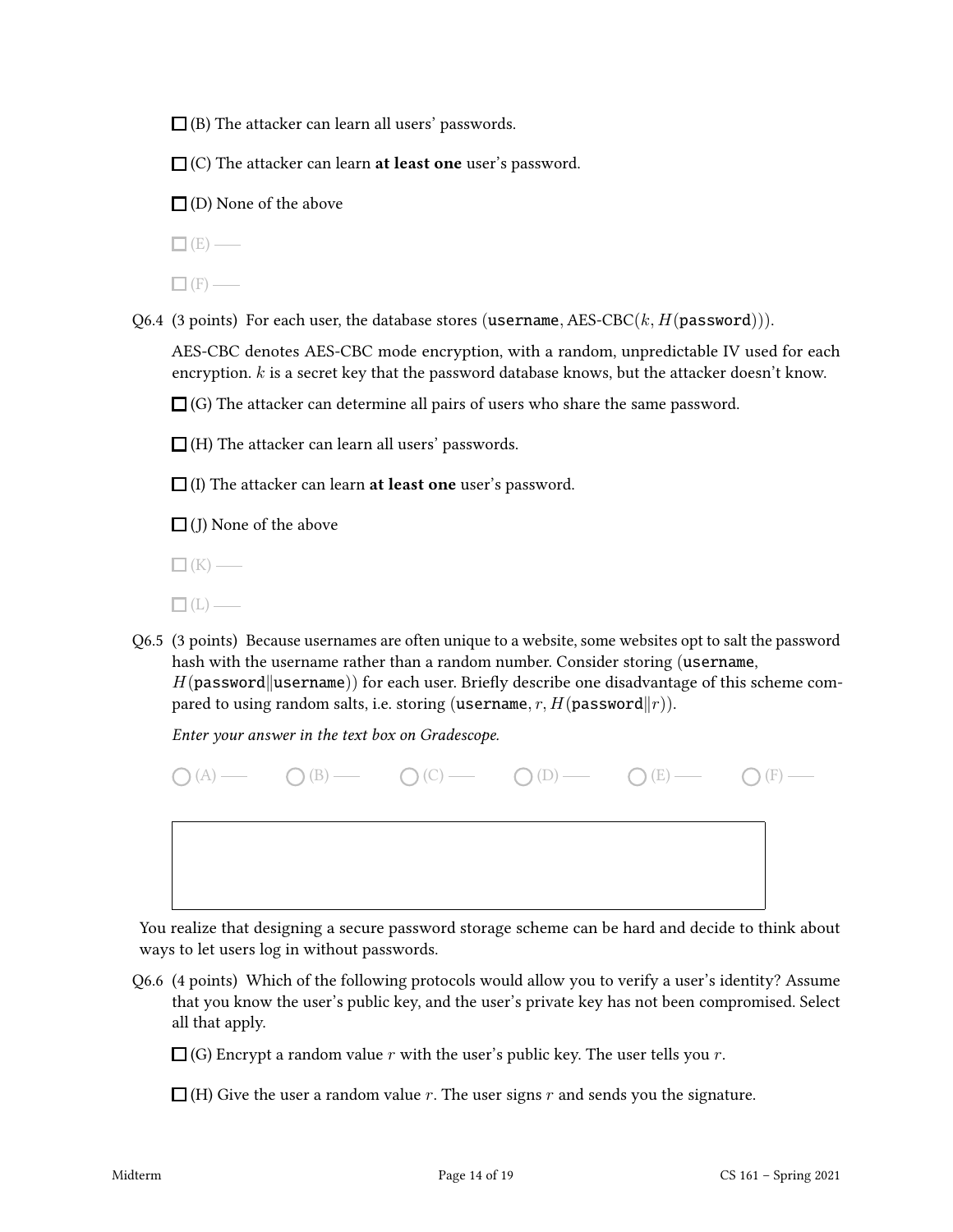☐ (B) The attacker can learn all users' passwords.

☐ (C) The attacker can learn **at least one** user's password.

☐ (D) None of the above

☐ (E) ——

☐ (F) ——

Q6.4 (3 points) For each user, the database stores (`username`, AES-CBC($k$, $H$(`password`))).

AES-CBC denotes AES-CBC mode encryption, with a random, unpredictable IV used for each encryption. $k$ is a secret key that the password database knows, but the attacker doesn't know.

☐ (G) The attacker can determine all pairs of users who share the same password.

☐ (H) The attacker can learn all users' passwords.

☐ (I) The attacker can learn **at least one** user's password.

☐ (J) None of the above

☐ (K) ——

☐ (L) ——

Q6.5 (3 points) Because usernames are often unique to a website, some websites opt to salt the password hash with the username rather than a random number. Consider storing (`username`, $H$(`password`‖`username`)) for each user. Briefly describe one disadvantage of this scheme compared to using random salts, i.e. storing (`username`, $r$, $H$(`password`‖$r$)).

*Enter your answer in the text box on Gradescope.*

○ (A) —— ○ (B) —— ○ (C) —— ○ (D) —— ○ (E) —— ○ (F) ——

You realize that designing a secure password storage scheme can be hard and decide to think about ways to let users log in without passwords.

Q6.6 (4 points) Which of the following protocols would allow you to verify a user's identity? Assume that you know the user's public key, and the user's private key has not been compromised. Select all that apply.

☐ (G) Encrypt a random value $r$ with the user's public key. The user tells you $r$.

☐ (H) Give the user a random value $r$. The user signs $r$ and sends you the signature.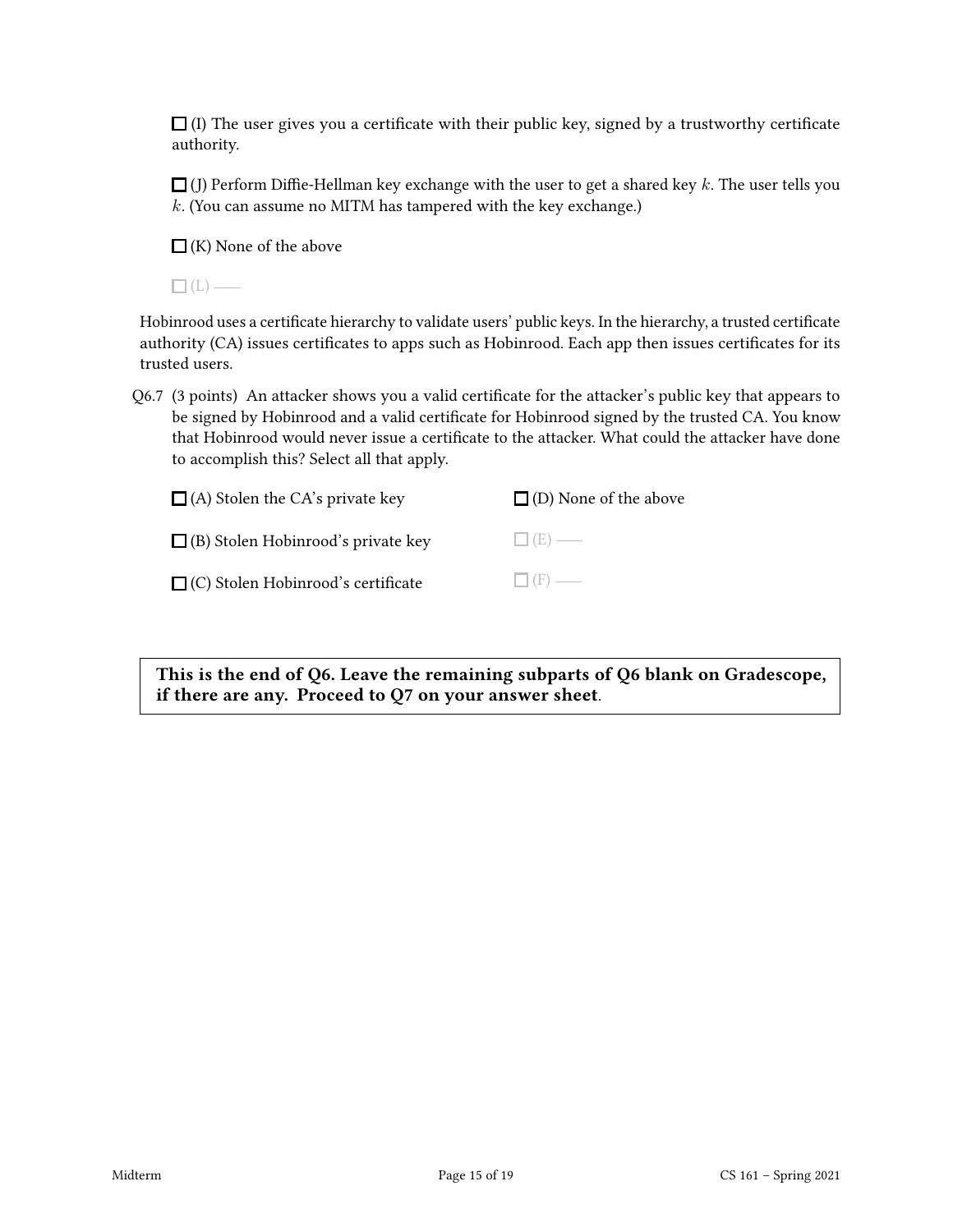☐ (I) The user gives you a certificate with their public key, signed by a trustworthy certificate authority.

☐ (J) Perform Diffie-Hellman key exchange with the user to get a shared key $k$. The user tells you $k$. (You can assume no MITM has tampered with the key exchange.)

☐ (K) None of the above

☐ (L) ——

Hobinrood uses a certificate hierarchy to validate users' public keys. In the hierarchy, a trusted certificate authority (CA) issues certificates to apps such as Hobinrood. Each app then issues certificates for its trusted users.

Q6.7 (3 points) An attacker shows you a valid certificate for the attacker's public key that appears to be signed by Hobinrood and a valid certificate for Hobinrood signed by the trusted CA. You know that Hobinrood would never issue a certificate to the attacker. What could the attacker have done to accomplish this? Select all that apply.

☐ (A) Stolen the CA's private key

☐ (B) Stolen Hobinrood's private key

☐ (C) Stolen Hobinrood's certificate

☐ (D) None of the above

☐ (E) ——

☐ (F) ——

**This is the end of Q6. Leave the remaining subparts of Q6 blank on Gradescope, if there are any. Proceed to Q7 on your answer sheet.**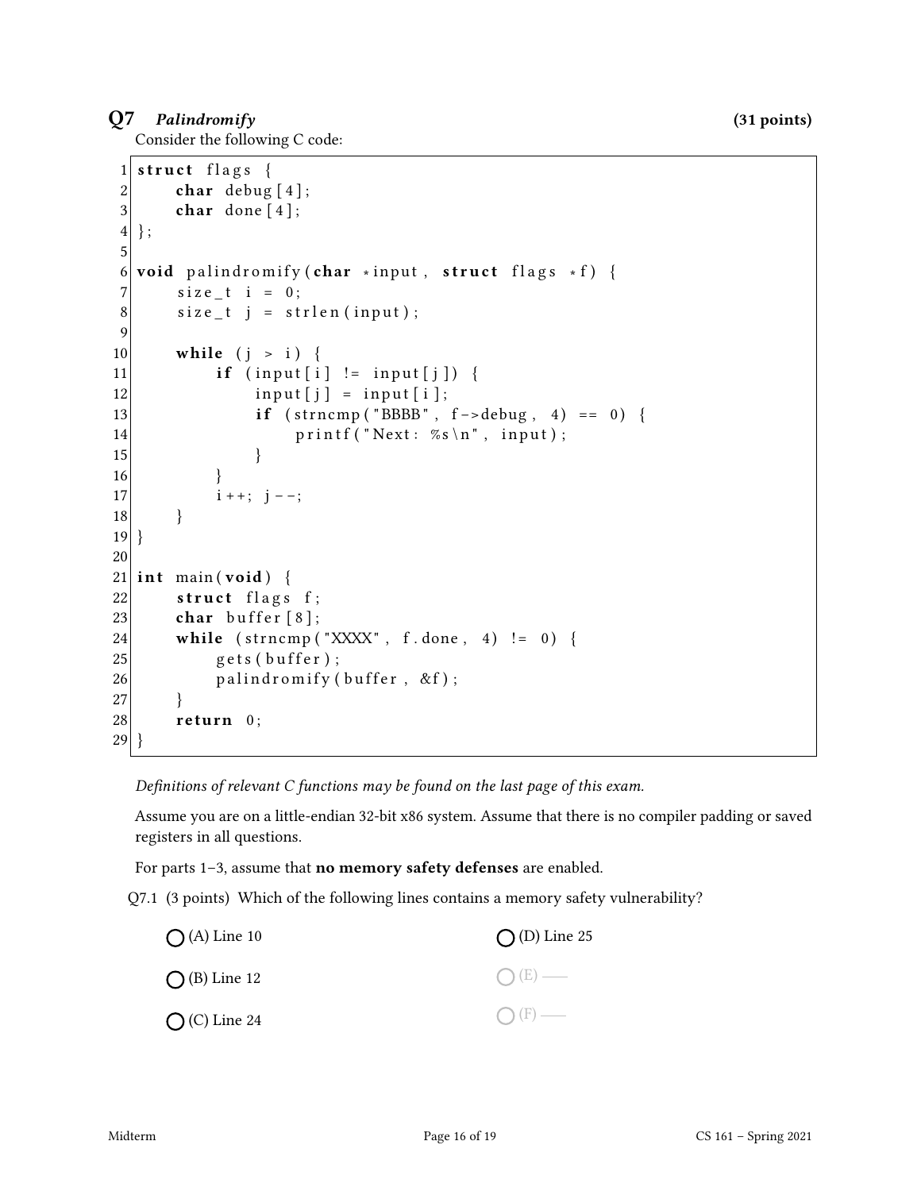## Q7 *Palindromify* (31 points)

Consider the following C code:

```
1  struct flags {
2      char debug[4];
3      char done[4];
4  };
5
6  void palindromify(char *input, struct flags *f) {
7      size_t i = 0;
8      size_t j = strlen(input);
9
10     while (j > i) {
11         if (input[i] != input[j]) {
12             input[j] = input[i];
13             if (strncmp("BBBB", f->debug, 4) == 0) {
14                 printf("Next: %s\n", input);
15             }
16         }
17         i++; j--;
18     }
19 }
20
21 int main(void) {
22     struct flags f;
23     char buffer[8];
24     while (strncmp("XXXX", f.done, 4) != 0) {
25         gets(buffer);
26         palindromify(buffer, &f);
27     }
28     return 0;
29 }
```

*Definitions of relevant C functions may be found on the last page of this exam.*

Assume you are on a little-endian 32-bit x86 system. Assume that there is no compiler padding or saved registers in all questions.

For parts 1–3, assume that **no memory safety defenses** are enabled.

Q7.1 (3 points) Which of the following lines contains a memory safety vulnerability?

- ◯ (A) Line 10
- ◯ (B) Line 12
- ◯ (C) Line 24
- ◯ (D) Line 25
- ◯ (E) ——
- ◯ (F) ——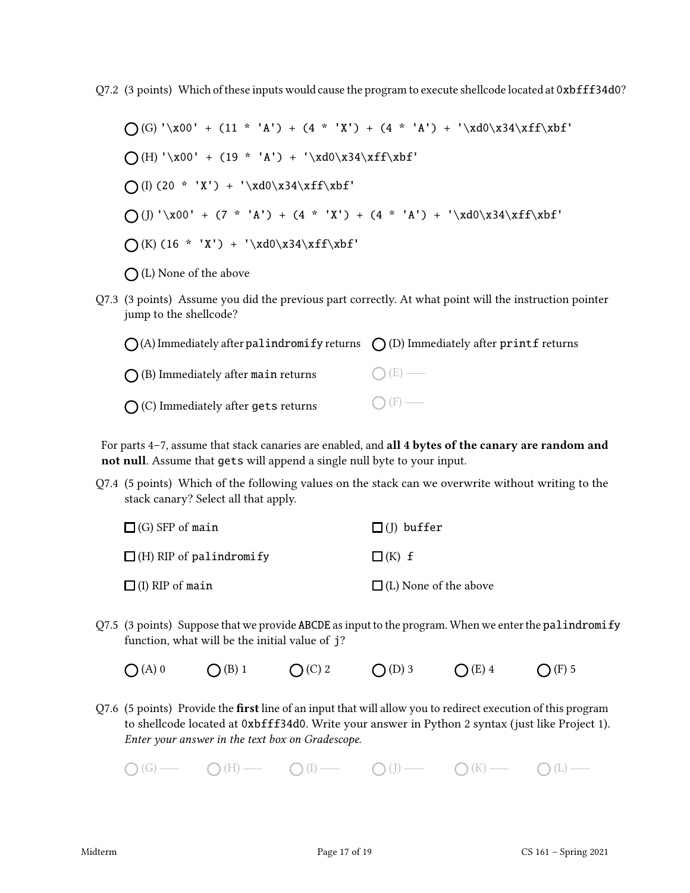Q7.2 (3 points) Which of these inputs would cause the program to execute shellcode located at `0xbfff34d0`?

◯ (G) `'\x00' + (11 * 'A') + (4 * 'X') + (4 * 'A') + '\xd0\x34\xff\xbf'`

◯ (H) `'\x00' + (19 * 'A') + '\xd0\x34\xff\xbf'`

◯ (I) `(20 * 'X') + '\xd0\x34\xff\xbf'`

◯ (J) `'\x00' + (7 * 'A') + (4 * 'X') + (4 * 'A') + '\xd0\x34\xff\xbf'`

◯ (K) `(16 * 'X') + '\xd0\x34\xff\xbf'`

◯ (L) None of the above

Q7.3 (3 points) Assume you did the previous part correctly. At what point will the instruction pointer jump to the shellcode?

◯ (A) Immediately after `palindromify` returns

◯ (B) Immediately after `main` returns

◯ (C) Immediately after `gets` returns

◯ (D) Immediately after `printf` returns

◯ (E) —

◯ (F) —

For parts 4–7, assume that stack canaries are enabled, and **all 4 bytes of the canary are random and not null**. Assume that `gets` will append a single null byte to your input.

Q7.4 (5 points) Which of the following values on the stack can we overwrite without writing to the stack canary? Select all that apply.

☐ (G) SFP of `main`

☐ (H) RIP of `palindromify`

☐ (I) RIP of `main`

☐ (J) `buffer`

☐ (K) `f`

☐ (L) None of the above

Q7.5 (3 points) Suppose that we provide `ABCDE` as input to the program. When we enter the `palindromify` function, what will be the initial value of `j`?

◯ (A) 0 ◯ (B) 1 ◯ (C) 2 ◯ (D) 3 ◯ (E) 4 ◯ (F) 5

Q7.6 (5 points) Provide the **first** line of an input that will allow you to redirect execution of this program to shellcode located at `0xbfff34d0`. Write your answer in Python 2 syntax (just like Project 1). *Enter your answer in the text box on Gradescope.*

◯ (G) — ◯ (H) — ◯ (I) — ◯ (J) — ◯ (K) — ◯ (L) —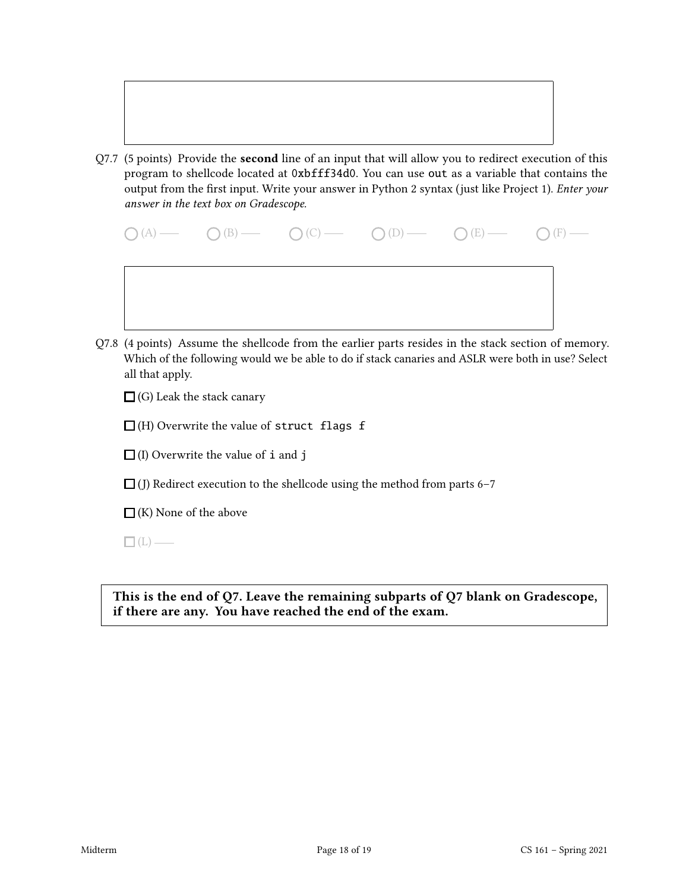Q7.7 (5 points) Provide the **second** line of an input that will allow you to redirect execution of this program to shellcode located at `0xbfff34d0`. You can use `out` as a variable that contains the output from the first input. Write your answer in Python 2 syntax (just like Project 1). *Enter your answer in the text box on Gradescope.*

○ (A) —— ○ (B) —— ○ (C) —— ○ (D) —— ○ (E) —— ○ (F) ——

Q7.8 (4 points) Assume the shellcode from the earlier parts resides in the stack section of memory. Which of the following would we be able to do if stack canaries and ASLR were both in use? Select all that apply.

☐ (G) Leak the stack canary

☐ (H) Overwrite the value of `struct flags f`

☐ (I) Overwrite the value of `i` and `j`

☐ (J) Redirect execution to the shellcode using the method from parts 6–7

☐ (K) None of the above

☐ (L) ——

**This is the end of Q7. Leave the remaining subparts of Q7 blank on Gradescope, if there are any. You have reached the end of the exam.**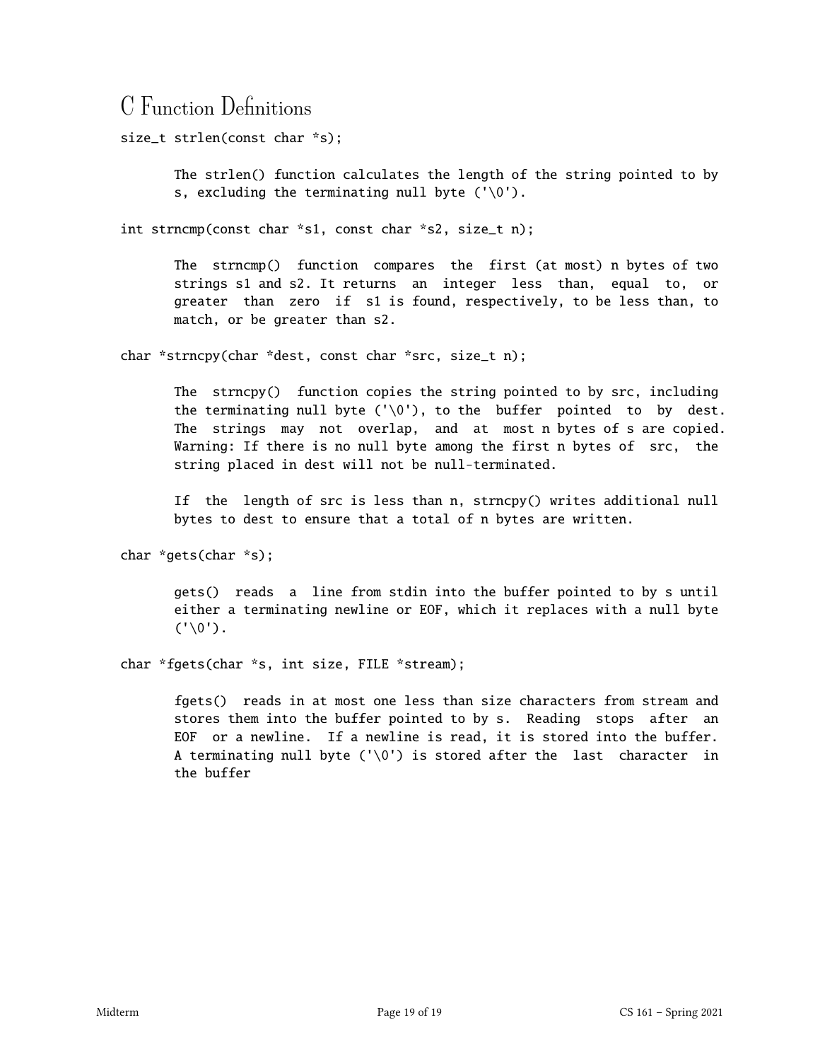# C Function Definitions

```
size_t strlen(const char *s);

       The strlen() function calculates the length of the string pointed to by
       s, excluding the terminating null byte ('\0').

int strncmp(const char *s1, const char *s2, size_t n);

       The  strncmp()  function  compares  the  first (at most) n bytes of two
       strings s1 and s2. It returns  an  integer  less  than,  equal  to,  or
       greater  than  zero  if  s1 is found, respectively, to be less than, to
       match, or be greater than s2.

char *strncpy(char *dest, const char *src, size_t n);

       The  strncpy()  function copies the string pointed to by src, including
       the terminating null byte ('\0'), to the  buffer  pointed  to  by  dest.
       The  strings  may  not  overlap,  and  at  most n bytes of s are copied.
       Warning: If there is no null byte among the first n bytes of  src,  the
       string placed in dest will not be null-terminated.

       If  the  length of src is less than n, strncpy() writes additional null
       bytes to dest to ensure that a total of n bytes are written.

char *gets(char *s);

       gets()  reads  a  line from stdin into the buffer pointed to by s until
       either a terminating newline or EOF, which it replaces with a null byte
       ('\0').

char *fgets(char *s, int size, FILE *stream);

       fgets()  reads in at most one less than size characters from stream and
       stores them into the buffer pointed to by s.  Reading  stops  after  an
       EOF  or a newline.  If a newline is read, it is stored into the buffer.
       A terminating null byte ('\0') is stored after the  last  character  in
       the buffer
```